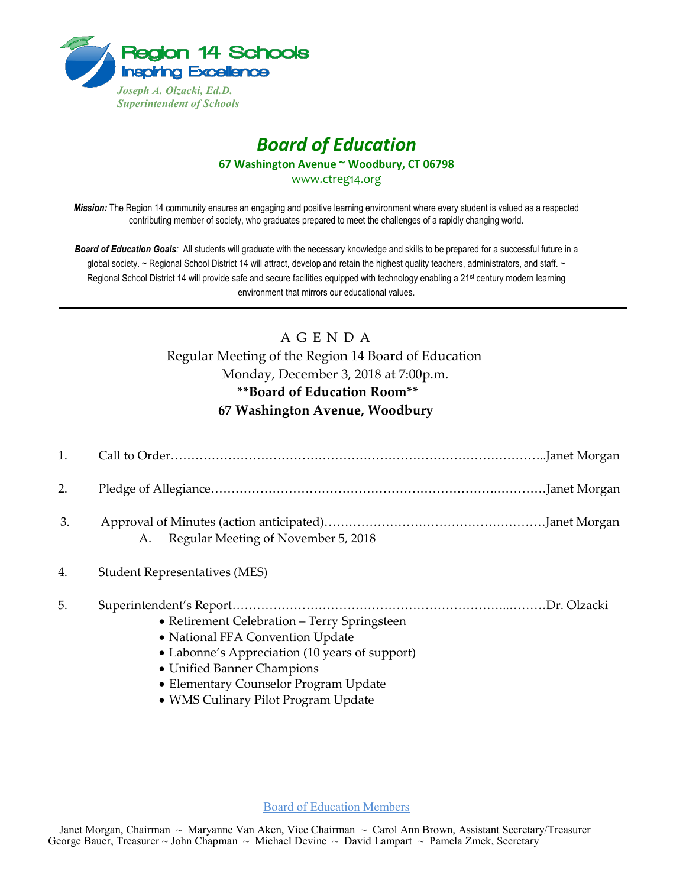Region 14 Schools
Inspiring Excellence

*Joseph A. Olzacki, Ed.D.*
*Superintendent of Schools*

# *Board of Education*

**67 Washington Avenue ~ Woodbury, CT 06798**

www.ctreg14.org

***Mission:*** The Region 14 community ensures an engaging and positive learning environment where every student is valued as a respected contributing member of society, who graduates prepared to meet the challenges of a rapidly changing world.

***Board of Education Goals**:* All students will graduate with the necessary knowledge and skills to be prepared for a successful future in a global society. ~ Regional School District 14 will attract, develop and retain the highest quality teachers, administrators, and staff. ~ Regional School District 14 will provide safe and secure facilities equipped with technology enabling a 21st century modern learning environment that mirrors our educational values.

---

A G E N D A

Regular Meeting of the Region 14 Board of Education

Monday, December 3, 2018 at 7:00p.m.

**\*\*Board of Education Room\*\***

**67 Washington Avenue, Woodbury**

1. Call to Order……………………………………………………………………………..Janet Morgan
2. Pledge of Allegiance…………………………………………………………..…………Janet Morgan
3. Approval of Minutes (action anticipated)………………………………………………Janet Morgan
   A. Regular Meeting of November 5, 2018
4. Student Representatives (MES)
5. Superintendent's Report………………………………………………………..………Dr. Olzacki
   - Retirement Celebration – Terry Springsteen
   - National FFA Convention Update
   - Labonne's Appreciation (10 years of support)
   - Unified Banner Champions
   - Elementary Counselor Program Update
   - WMS Culinary Pilot Program Update

Board of Education Members

Janet Morgan, Chairman ~ Maryanne Van Aken, Vice Chairman ~ Carol Ann Brown, Assistant Secretary/Treasurer
George Bauer, Treasurer ~ John Chapman ~ Michael Devine ~ David Lampart ~ Pamela Zmek, Secretary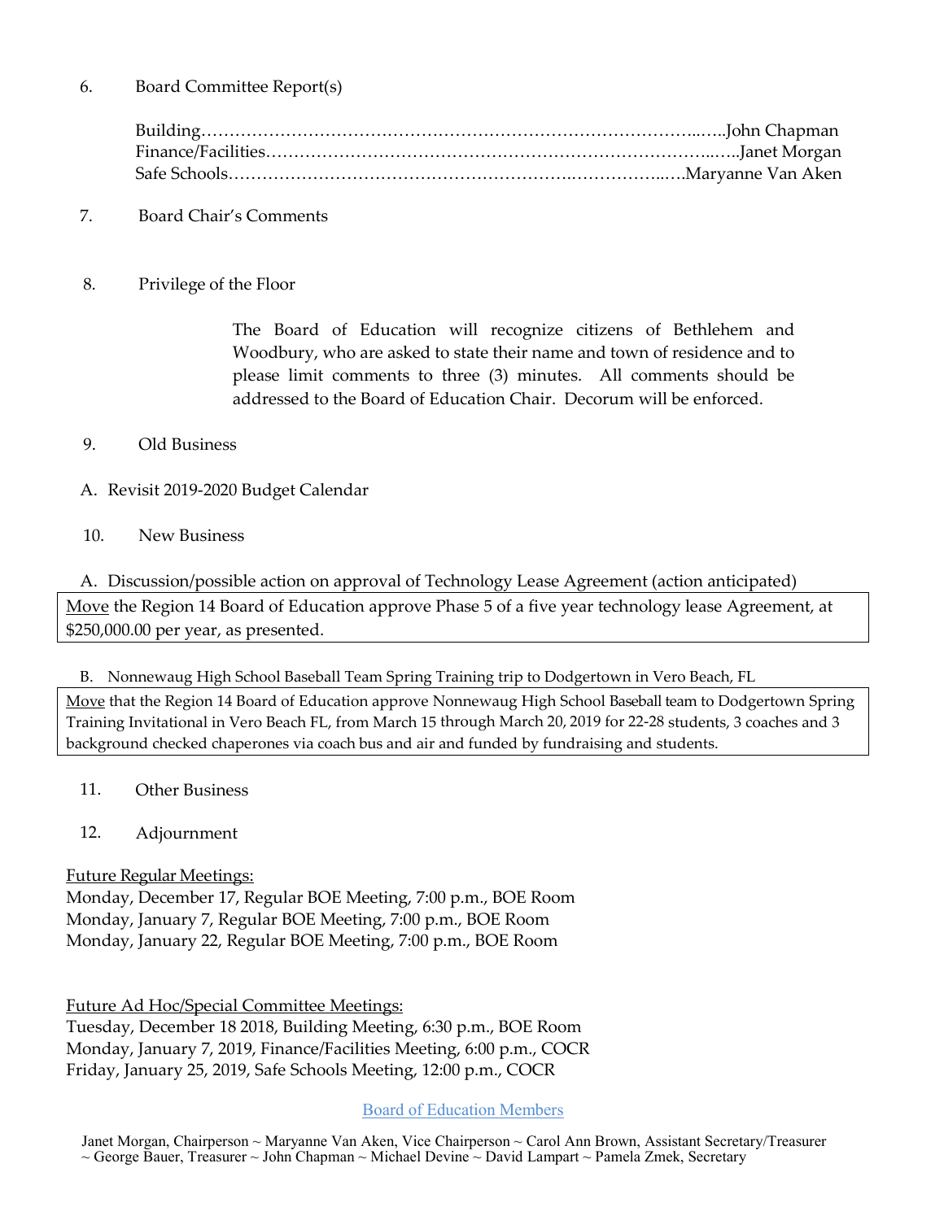6. Board Committee Report(s)

Building……………………………………………………………………………..…..John Chapman
Finance/Facilities……………………………………………………………………..…...Janet Morgan
Safe Schools………………………………………………….……..……………..….Maryanne Van Aken

7. Board Chair's Comments

8. Privilege of the Floor

The Board of Education will recognize citizens of Bethlehem and Woodbury, who are asked to state their name and town of residence and to please limit comments to three (3) minutes. All comments should be addressed to the Board of Education Chair. Decorum will be enforced.

9. Old Business

A. Revisit 2019-2020 Budget Calendar

10. New Business

A. Discussion/possible action on approval of Technology Lease Agreement (action anticipated)

<u>Move</u> the Region 14 Board of Education approve Phase 5 of a five year technology lease Agreement, at $250,000.00 per year, as presented.

B. Nonnewaug High School Baseball Team Spring Training trip to Dodgertown in Vero Beach, FL

<u>Move</u> that the Region 14 Board of Education approve Nonnewaug High School Baseball team to Dodgertown Spring Training Invitational in Vero Beach FL, from March 15 through March 20, 2019 for 22-28 students, 3 coaches and 3 background checked chaperones via coach bus and air and funded by fundraising and students.

11. Other Business

12. Adjournment

<u>Future Regular Meetings:</u>
Monday, December 17, Regular BOE Meeting, 7:00 p.m., BOE Room
Monday, January 7, Regular BOE Meeting, 7:00 p.m., BOE Room
Monday, January 22, Regular BOE Meeting, 7:00 p.m., BOE Room

<u>Future Ad Hoc/Special Committee Meetings:</u>
Tuesday, December 18 2018, Building Meeting, 6:30 p.m., BOE Room
Monday, January 7, 2019, Finance/Facilities Meeting, 6:00 p.m., COCR
Friday, January 25, 2019, Safe Schools Meeting, 12:00 p.m., COCR

Board of Education Members

Janet Morgan, Chairperson ~ Maryanne Van Aken, Vice Chairperson ~ Carol Ann Brown, Assistant Secretary/Treasurer ~ George Bauer, Treasurer ~ John Chapman ~ Michael Devine ~ David Lampart ~ Pamela Zmek, Secretary